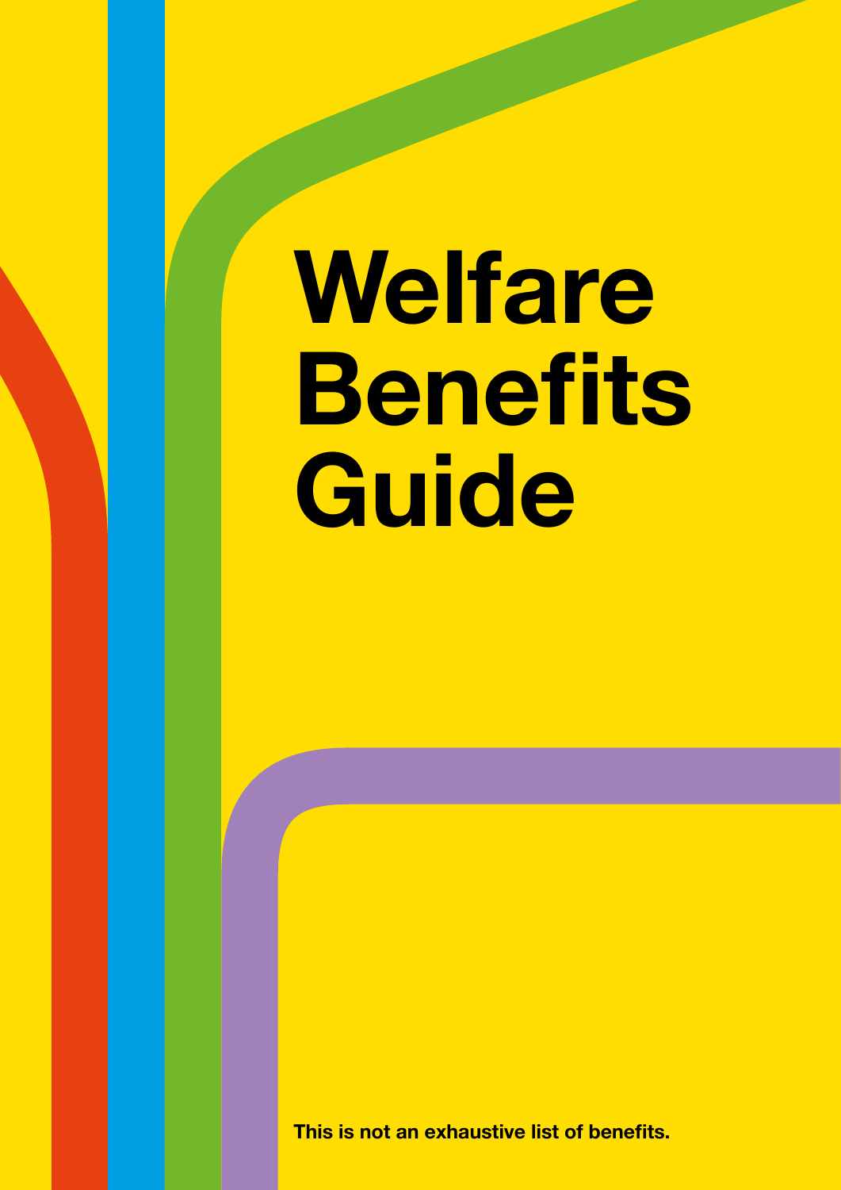# Welfare Benefits Guide

**This is not an exhaustive list of benefits.**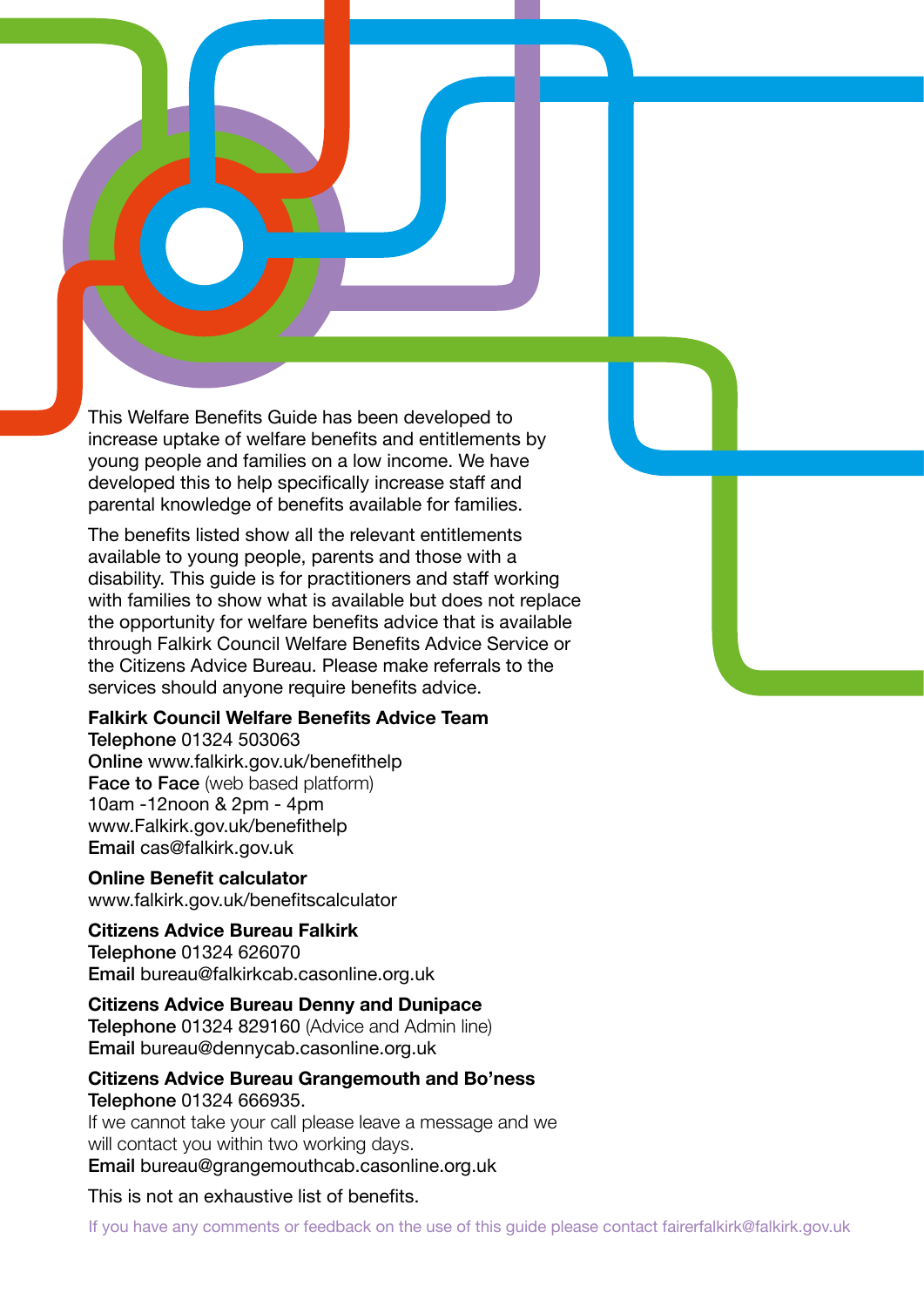This Welfare Benefits Guide has been developed to increase uptake of welfare benefits and entitlements by young people and families on a low income. We have developed this to help specifically increase staff and parental knowledge of benefits available for families.

The benefits listed show all the relevant entitlements available to young people, parents and those with a disability. This guide is for practitioners and staff working with families to show what is available but does not replace the opportunity for welfare benefits advice that is available through Falkirk Council Welfare Benefits Advice Service or the Citizens Advice Bureau. Please make referrals to the services should anyone require benefits advice.

**Falkirk Council Welfare Benefits Advice Team**
Telephone 01324 503063
Online www.falkirk.gov.uk/benefithelp
Face to Face (web based platform)
10am -12noon & 2pm - 4pm
www.Falkirk.gov.uk/benefithelp
Email cas@falkirk.gov.uk

**Online Benefit calculator**
www.falkirk.gov.uk/benefitscalculator

**Citizens Advice Bureau Falkirk**
Telephone 01324 626070
Email bureau@falkirkcab.casonline.org.uk

**Citizens Advice Bureau Denny and Dunipace**
Telephone 01324 829160 (Advice and Admin line)
Email bureau@dennycab.casonline.org.uk

**Citizens Advice Bureau Grangemouth and Bo'ness**
Telephone 01324 666935.
If we cannot take your call please leave a message and we will contact you within two working days.
Email bureau@grangemouthcab.casonline.org.uk

This is not an exhaustive list of benefits.

If you have any comments or feedback on the use of this guide please contact fairerfalkirk@falkirk.gov.uk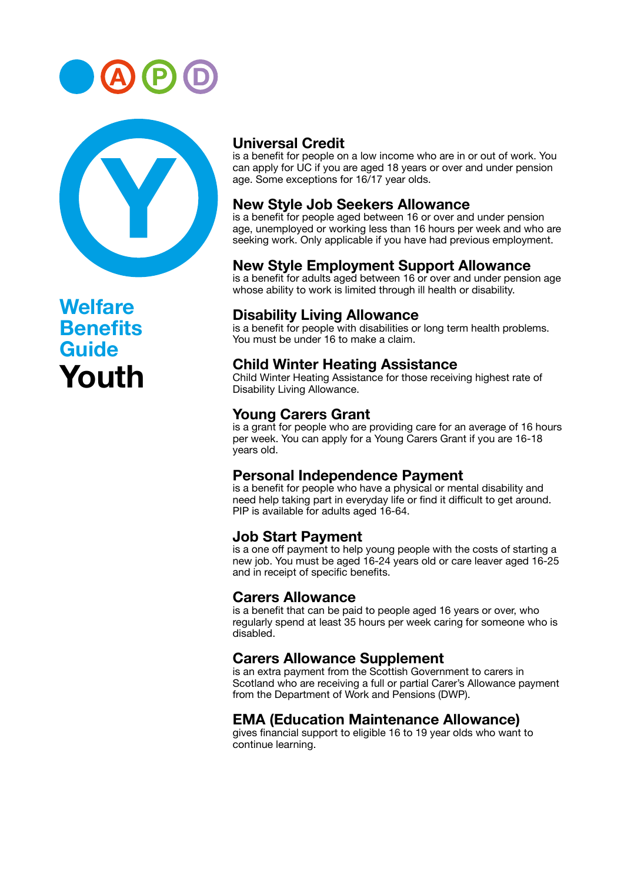# Welfare Benefits Guide Youth

## Universal Credit

is a benefit for people on a low income who are in or out of work. You can apply for UC if you are aged 18 years or over and under pension age. Some exceptions for 16/17 year olds.

## New Style Job Seekers Allowance

is a benefit for people aged between 16 or over and under pension age, unemployed or working less than 16 hours per week and who are seeking work. Only applicable if you have had previous employment.

## New Style Employment Support Allowance

is a benefit for adults aged between 16 or over and under pension age whose ability to work is limited through ill health or disability.

## Disability Living Allowance

is a benefit for people with disabilities or long term health problems. You must be under 16 to make a claim.

## Child Winter Heating Assistance

Child Winter Heating Assistance for those receiving highest rate of Disability Living Allowance.

## Young Carers Grant

is a grant for people who are providing care for an average of 16 hours per week. You can apply for a Young Carers Grant if you are 16-18 years old.

## Personal Independence Payment

is a benefit for people who have a physical or mental disability and need help taking part in everyday life or find it difficult to get around. PIP is available for adults aged 16-64.

## Job Start Payment

is a one off payment to help young people with the costs of starting a new job. You must be aged 16-24 years old or care leaver aged 16-25 and in receipt of specific benefits.

## Carers Allowance

is a benefit that can be paid to people aged 16 years or over, who regularly spend at least 35 hours per week caring for someone who is disabled.

## Carers Allowance Supplement

is an extra payment from the Scottish Government to carers in Scotland who are receiving a full or partial Carer's Allowance payment from the Department of Work and Pensions (DWP).

## EMA (Education Maintenance Allowance)

gives financial support to eligible 16 to 19 year olds who want to continue learning.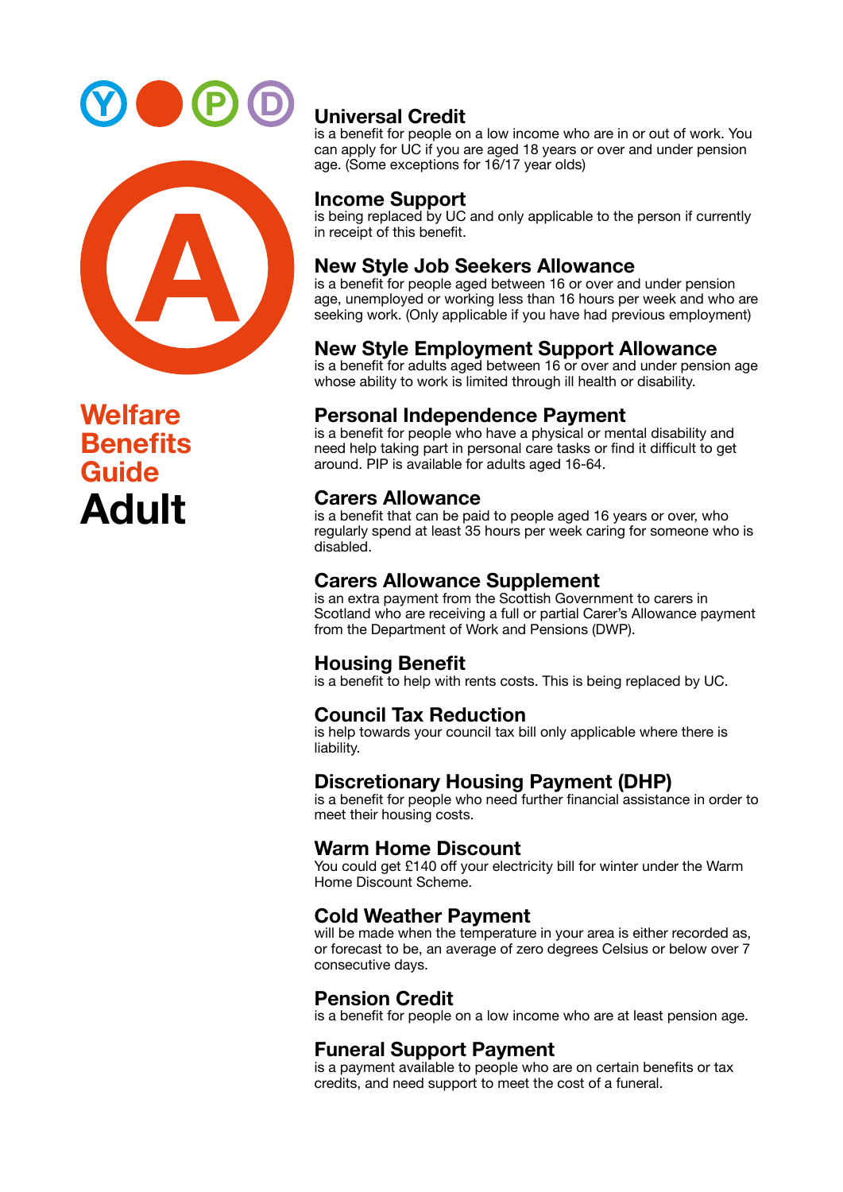# Welfare Benefits Guide Adult

## Universal Credit
is a benefit for people on a low income who are in or out of work. You can apply for UC if you are aged 18 years or over and under pension age. (Some exceptions for 16/17 year olds)

## Income Support
is being replaced by UC and only applicable to the person if currently in receipt of this benefit.

## New Style Job Seekers Allowance
is a benefit for people aged between 16 or over and under pension age, unemployed or working less than 16 hours per week and who are seeking work. (Only applicable if you have had previous employment)

## New Style Employment Support Allowance
is a benefit for adults aged between 16 or over and under pension age whose ability to work is limited through ill health or disability.

## Personal Independence Payment
is a benefit for people who have a physical or mental disability and need help taking part in personal care tasks or find it difficult to get around. PIP is available for adults aged 16-64.

## Carers Allowance
is a benefit that can be paid to people aged 16 years or over, who regularly spend at least 35 hours per week caring for someone who is disabled.

## Carers Allowance Supplement
is an extra payment from the Scottish Government to carers in Scotland who are receiving a full or partial Carer's Allowance payment from the Department of Work and Pensions (DWP).

## Housing Benefit
is a benefit to help with rents costs. This is being replaced by UC.

## Council Tax Reduction
is help towards your council tax bill only applicable where there is liability.

## Discretionary Housing Payment (DHP)
is a benefit for people who need further financial assistance in order to meet their housing costs.

## Warm Home Discount
You could get £140 off your electricity bill for winter under the Warm Home Discount Scheme.

## Cold Weather Payment
will be made when the temperature in your area is either recorded as, or forecast to be, an average of zero degrees Celsius or below over 7 consecutive days.

## Pension Credit
is a benefit for people on a low income who are at least pension age.

## Funeral Support Payment
is a payment available to people who are on certain benefits or tax credits, and need support to meet the cost of a funeral.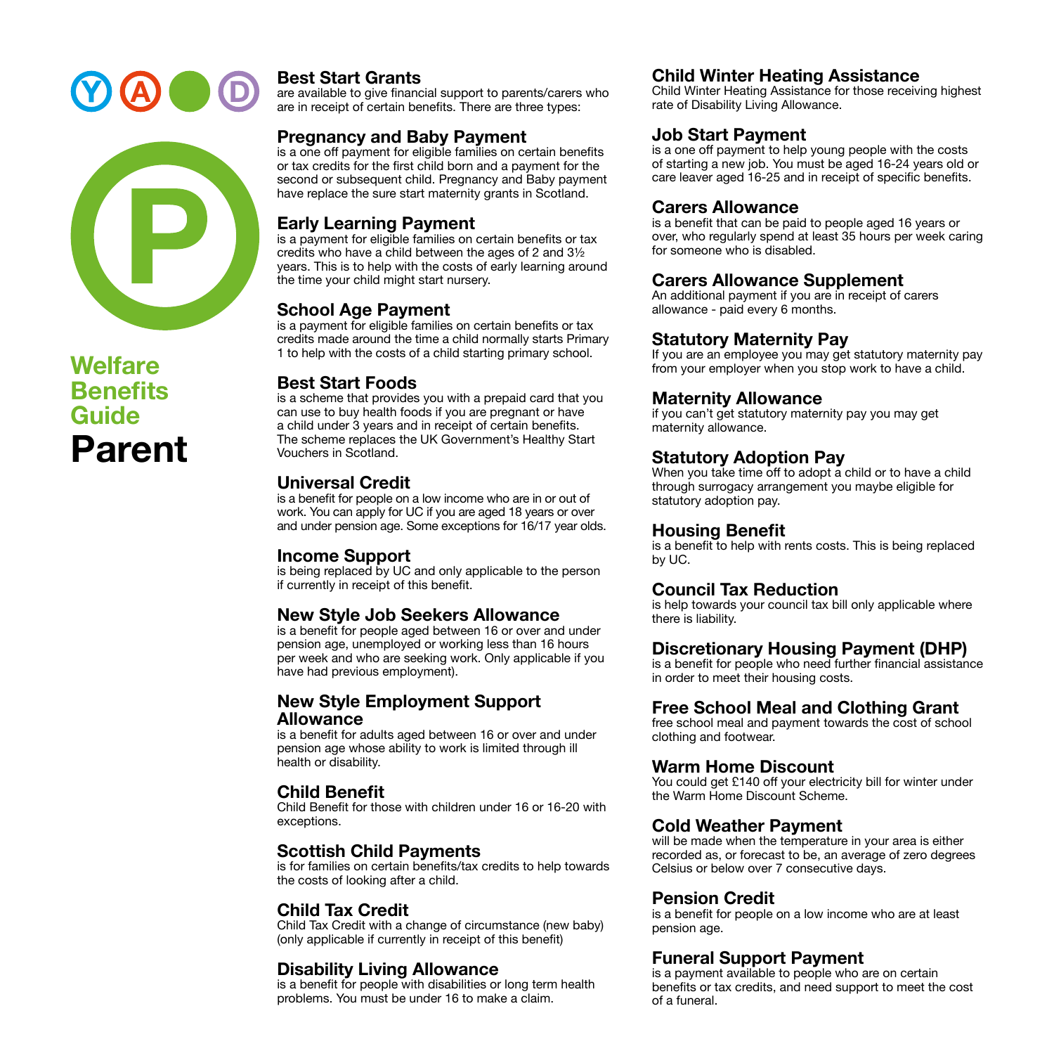# Welfare Benefits Guide

# Parent

## Best Start Grants

are available to give financial support to parents/carers who are in receipt of certain benefits. There are three types:

### Pregnancy and Baby Payment

is a one off payment for eligible families on certain benefits or tax credits for the first child born and a payment for the second or subsequent child. Pregnancy and Baby payment have replace the sure start maternity grants in Scotland.

### Early Learning Payment

is a payment for eligible families on certain benefits or tax credits who have a child between the ages of 2 and 3½ years. This is to help with the costs of early learning around the time your child might start nursery.

### School Age Payment

is a payment for eligible families on certain benefits or tax credits made around the time a child normally starts Primary 1 to help with the costs of a child starting primary school.

## Best Start Foods

is a scheme that provides you with a prepaid card that you can use to buy health foods if you are pregnant or have a child under 3 years and in receipt of certain benefits. The scheme replaces the UK Government's Healthy Start Vouchers in Scotland.

## Universal Credit

is a benefit for people on a low income who are in or out of work. You can apply for UC if you are aged 18 years or over and under pension age. Some exceptions for 16/17 year olds.

## Income Support

is being replaced by UC and only applicable to the person if currently in receipt of this benefit.

## New Style Job Seekers Allowance

is a benefit for people aged between 16 or over and under pension age, unemployed or working less than 16 hours per week and who are seeking work. Only applicable if you have had previous employment).

## New Style Employment Support Allowance

is a benefit for adults aged between 16 or over and under pension age whose ability to work is limited through ill health or disability.

## Child Benefit

Child Benefit for those with children under 16 or 16-20 with exceptions.

## Scottish Child Payments

is for families on certain benefits/tax credits to help towards the costs of looking after a child.

## Child Tax Credit

Child Tax Credit with a change of circumstance (new baby) (only applicable if currently in receipt of this benefit)

## Disability Living Allowance

is a benefit for people with disabilities or long term health problems. You must be under 16 to make a claim.

## Child Winter Heating Assistance

Child Winter Heating Assistance for those receiving highest rate of Disability Living Allowance.

## Job Start Payment

is a one off payment to help young people with the costs of starting a new job. You must be aged 16-24 years old or care leaver aged 16-25 and in receipt of specific benefits.

## Carers Allowance

is a benefit that can be paid to people aged 16 years or over, who regularly spend at least 35 hours per week caring for someone who is disabled.

## Carers Allowance Supplement

An additional payment if you are in receipt of carers allowance - paid every 6 months.

## Statutory Maternity Pay

If you are an employee you may get statutory maternity pay from your employer when you stop work to have a child.

## Maternity Allowance

if you can't get statutory maternity pay you may get maternity allowance.

## Statutory Adoption Pay

When you take time off to adopt a child or to have a child through surrogacy arrangement you maybe eligible for statutory adoption pay.

## Housing Benefit

is a benefit to help with rents costs. This is being replaced by UC.

## Council Tax Reduction

is help towards your council tax bill only applicable where there is liability.

## Discretionary Housing Payment (DHP)

is a benefit for people who need further financial assistance in order to meet their housing costs.

## Free School Meal and Clothing Grant

free school meal and payment towards the cost of school clothing and footwear.

## Warm Home Discount

You could get £140 off your electricity bill for winter under the Warm Home Discount Scheme.

## Cold Weather Payment

will be made when the temperature in your area is either recorded as, or forecast to be, an average of zero degrees Celsius or below over 7 consecutive days.

## Pension Credit

is a benefit for people on a low income who are at least pension age.

## Funeral Support Payment

is a payment available to people who are on certain benefits or tax credits, and need support to meet the cost of a funeral.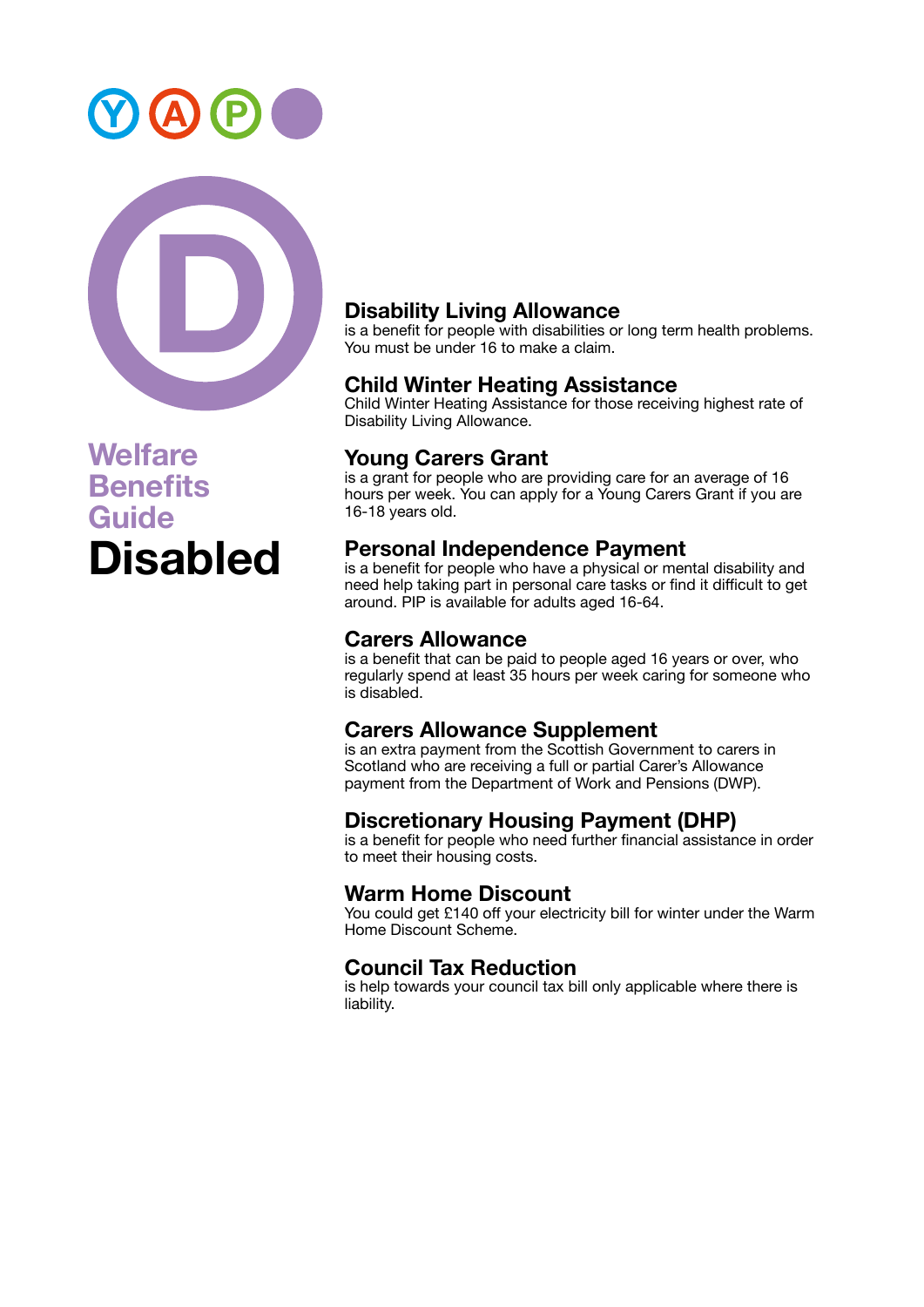# Welfare Benefits Guide
# Disabled

## Disability Living Allowance
is a benefit for people with disabilities or long term health problems. You must be under 16 to make a claim.

## Child Winter Heating Assistance
Child Winter Heating Assistance for those receiving highest rate of Disability Living Allowance.

## Young Carers Grant
is a grant for people who are providing care for an average of 16 hours per week. You can apply for a Young Carers Grant if you are 16-18 years old.

## Personal Independence Payment
is a benefit for people who have a physical or mental disability and need help taking part in personal care tasks or find it difficult to get around. PIP is available for adults aged 16-64.

## Carers Allowance
is a benefit that can be paid to people aged 16 years or over, who regularly spend at least 35 hours per week caring for someone who is disabled.

## Carers Allowance Supplement
is an extra payment from the Scottish Government to carers in Scotland who are receiving a full or partial Carer's Allowance payment from the Department of Work and Pensions (DWP).

## Discretionary Housing Payment (DHP)
is a benefit for people who need further financial assistance in order to meet their housing costs.

## Warm Home Discount
You could get £140 off your electricity bill for winter under the Warm Home Discount Scheme.

## Council Tax Reduction
is help towards your council tax bill only applicable where there is liability.